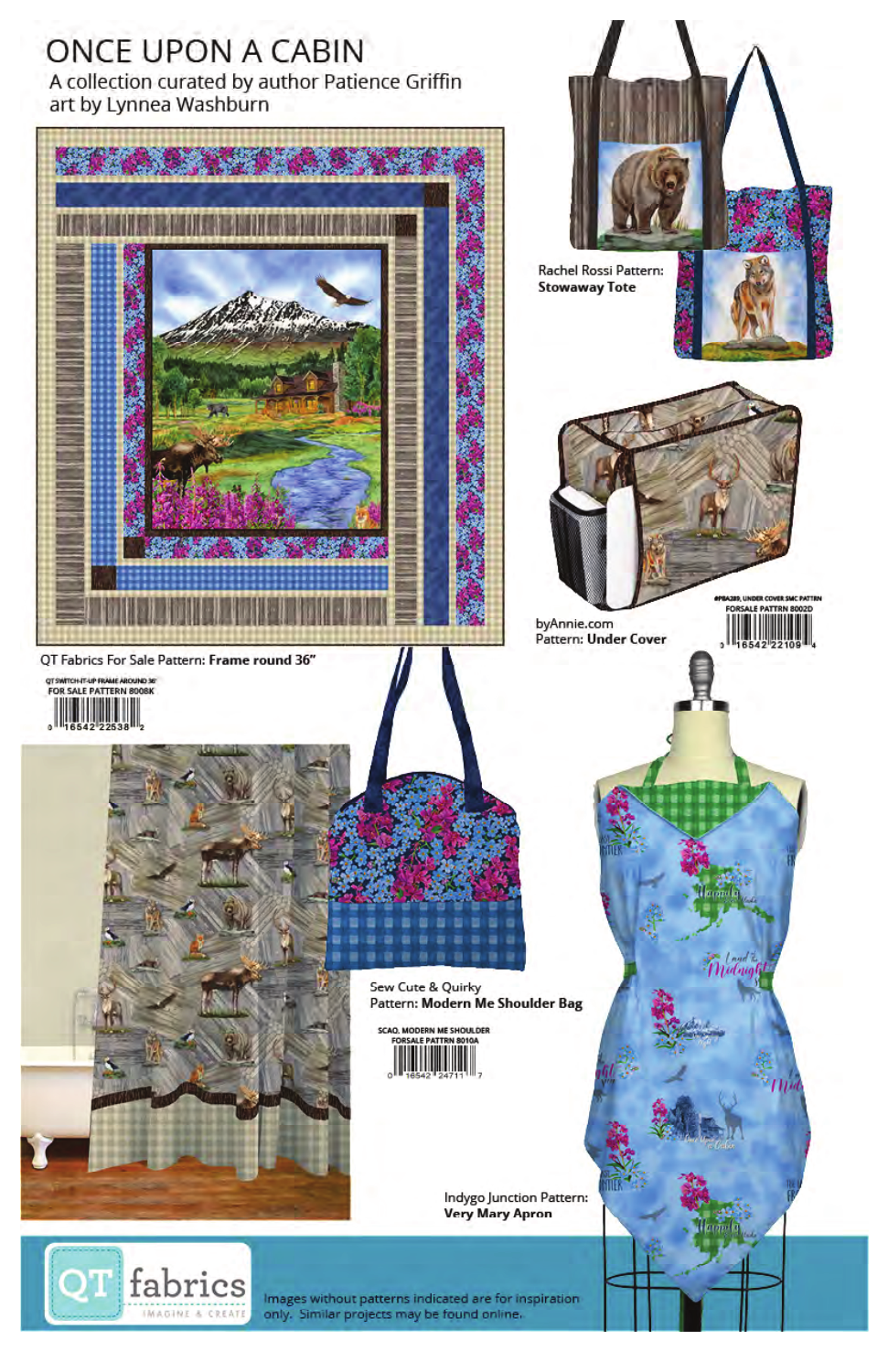# ONCE UPON A CABIN

A collection curated by author Patience Griffin
art by Lynnea Washburn

QT Fabrics For Sale Pattern: **Frame round 36"**

QT SWITCH-IT-UP FRAME AROUND 36"
FOR SALE PATTERN 8008K
0 16542 22538 2

Rachel Rossi Pattern:
**Stowaway Tote**

byAnnie.com
Pattern: **Under Cover**

#PBA289, UNDER COVER SMC PATTERN
FORSALE PATTRN 8002D
0 16542 22109 4

Sew Cute & Quirky
Pattern: **Modern Me Shoulder Bag**

SCAQ, MODERN ME SHOULDER
FORSALE PATTRN 8010A
0 16542 24711 7

Indygo Junction Pattern:
**Very Mary Apron**

QT fabrics
IMAGINE & CREATE

Images without patterns indicated are for inspiration only. Similar projects may be found online.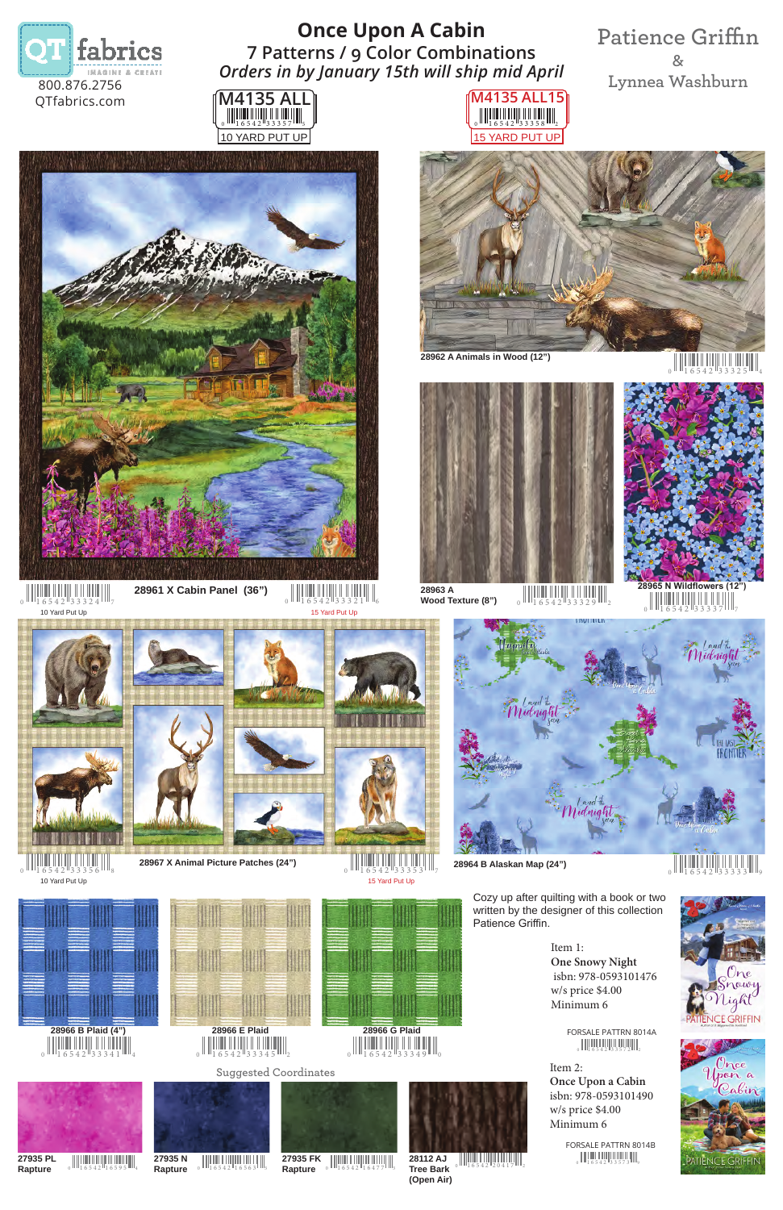QT fabrics

IMAGINE & CREATE

800.876.2756

QTfabrics.com

# Once Upon A Cabin

## 7 Patterns / 9 Color Combinations

*Orders in by January 15th will ship mid April*

Patience Griffin

&

Lynnea Washburn

M4135 ALL

10 YARD PUT UP

M4135 ALL15

15 YARD PUT UP

**28962 A Animals in Wood (12")**

**28961 X Cabin Panel (36")**

10 Yard Put Up

15 Yard Put Up

**28963 A**

**Wood Texture (8")**

**28965 N Wildflowers (12")**

**28967 X Animal Picture Patches (24")**

10 Yard Put Up

15 Yard Put Up

**28964 B Alaskan Map (24")**

**28966 B Plaid (4")**

**28966 E Plaid**

**28966 G Plaid**

Cozy up after quilting with a book or two written by the designer of this collection Patience Griffin.

Item 1:

**One Snowy Night**

isbn: 978-0593101476

w/s price $4.00

Minimum 6

FORSALE PATTRN 8014A

Item 2:

**Once Upon a Cabin**

isbn: 978-0593101490

w/s price $4.00

Minimum 6

FORSALE PATTRN 8014B

Suggested Coordinates

**27935 PL**
**Rapture**

**27935 N**
**Rapture**

**27935 FK**
**Rapture**

**28112 AJ**
**Tree Bark**
**(Open Air)**